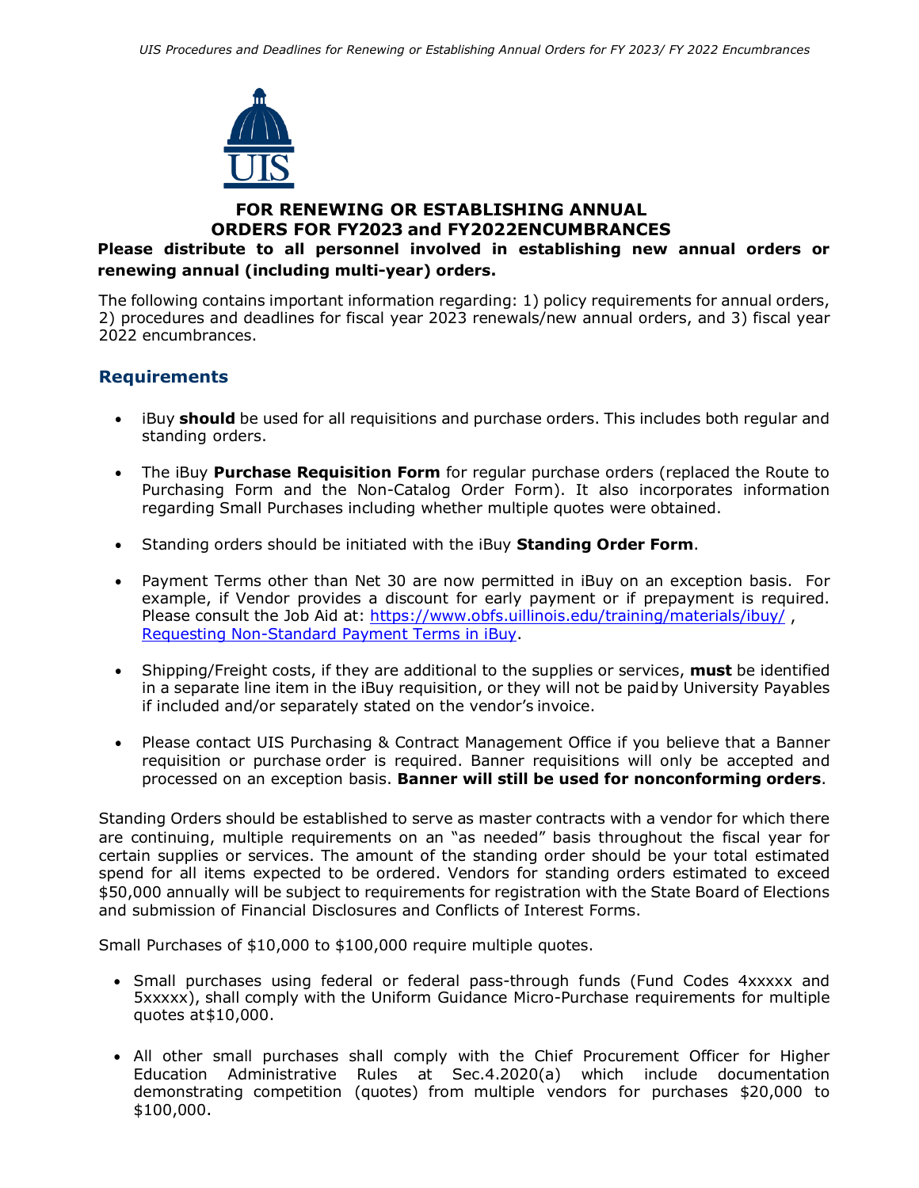# FOR RENEWING OR ESTABLISHING ANNUAL ORDERS FOR FY2023 and FY2022ENCUMBRANCES

**Please distribute to all personnel involved in establishing new annual orders or renewing annual (including multi-year) orders.**

The following contains important information regarding: 1) policy requirements for annual orders, 2) procedures and deadlines for fiscal year 2023 renewals/new annual orders, and 3) fiscal year 2022 encumbrances.

## Requirements

- iBuy **should** be used for all requisitions and purchase orders. This includes both regular and standing orders.
- The iBuy **Purchase Requisition Form** for regular purchase orders (replaced the Route to Purchasing Form and the Non-Catalog Order Form). It also incorporates information regarding Small Purchases including whether multiple quotes were obtained.
- Standing orders should be initiated with the iBuy **Standing Order Form**.
- Payment Terms other than Net 30 are now permitted in iBuy on an exception basis. For example, if Vendor provides a discount for early payment or if prepayment is required. Please consult the Job Aid at: https://www.obfs.uillinois.edu/training/materials/ibuy/ , Requesting Non-Standard Payment Terms in iBuy.
- Shipping/Freight costs, if they are additional to the supplies or services, **must** be identified in a separate line item in the iBuy requisition, or they will not be paid by University Payables if included and/or separately stated on the vendor's invoice.
- Please contact UIS Purchasing & Contract Management Office if you believe that a Banner requisition or purchase order is required. Banner requisitions will only be accepted and processed on an exception basis. **Banner will still be used for nonconforming orders**.

Standing Orders should be established to serve as master contracts with a vendor for which there are continuing, multiple requirements on an "as needed" basis throughout the fiscal year for certain supplies or services. The amount of the standing order should be your total estimated spend for all items expected to be ordered. Vendors for standing orders estimated to exceed $50,000 annually will be subject to requirements for registration with the State Board of Elections and submission of Financial Disclosures and Conflicts of Interest Forms.

Small Purchases of $10,000 to $100,000 require multiple quotes.

- Small purchases using federal or federal pass-through funds (Fund Codes 4xxxxx and 5xxxxx), shall comply with the Uniform Guidance Micro-Purchase requirements for multiple quotes at$10,000.
- All other small purchases shall comply with the Chief Procurement Officer for Higher Education Administrative Rules at Sec.4.2020(a) which include documentation demonstrating competition (quotes) from multiple vendors for purchases $20,000 to $100,000.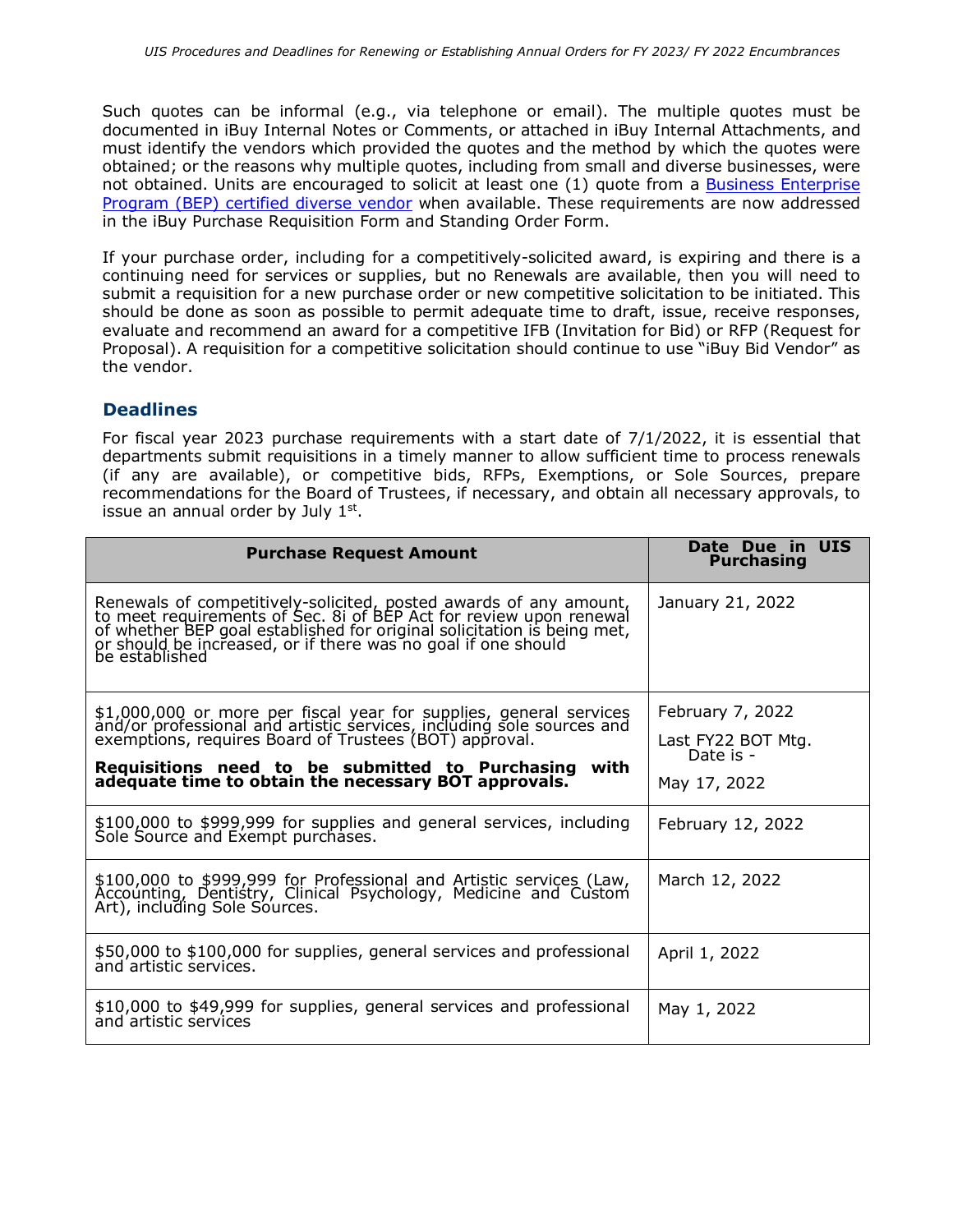Such quotes can be informal (e.g., via telephone or email). The multiple quotes must be documented in iBuy Internal Notes or Comments, or attached in iBuy Internal Attachments, and must identify the vendors which provided the quotes and the method by which the quotes were obtained; or the reasons why multiple quotes, including from small and diverse businesses, were not obtained. Units are encouraged to solicit at least one (1) quote from a Business Enterprise Program (BEP) certified diverse vendor when available. These requirements are now addressed in the iBuy Purchase Requisition Form and Standing Order Form.

If your purchase order, including for a competitively-solicited award, is expiring and there is a continuing need for services or supplies, but no Renewals are available, then you will need to submit a requisition for a new purchase order or new competitive solicitation to be initiated. This should be done as soon as possible to permit adequate time to draft, issue, receive responses, evaluate and recommend an award for a competitive IFB (Invitation for Bid) or RFP (Request for Proposal). A requisition for a competitive solicitation should continue to use "iBuy Bid Vendor" as the vendor.

## Deadlines

For fiscal year 2023 purchase requirements with a start date of 7/1/2022, it is essential that departments submit requisitions in a timely manner to allow sufficient time to process renewals (if any are available), or competitive bids, RFPs, Exemptions, or Sole Sources, prepare recommendations for the Board of Trustees, if necessary, and obtain all necessary approvals, to issue an annual order by July 1st.

| Purchase Request Amount | Date Due in UIS Purchasing |
|---|---|
| Renewals of competitively-solicited, posted awards of any amount, to meet requirements of Sec. 8i of BEP Act for review upon renewal of whether BEP goal established for original solicitation is being met, or should be increased, or if there was no goal if one should be established | January 21, 2022 |
| $1,000,000 or more per fiscal year for supplies, general services and/or professional and artistic services, including sole sources and exemptions, requires Board of Trustees (BOT) approval. **Requisitions need to be submitted to Purchasing with adequate time to obtain the necessary BOT approvals.** | February 7, 2022 Last FY22 BOT Mtg. Date is - May 17, 2022 |
| $100,000 to $999,999 for supplies and general services, including Sole Source and Exempt purchases. | February 12, 2022 |
| $100,000 to $999,999 for Professional and Artistic services (Law, Accounting, Dentistry, Clinical Psychology, Medicine and Custom Art), including Sole Sources. | March 12, 2022 |
| $50,000 to $100,000 for supplies, general services and professional and artistic services. | April 1, 2022 |
| $10,000 to $49,999 for supplies, general services and professional and artistic services | May 1, 2022 |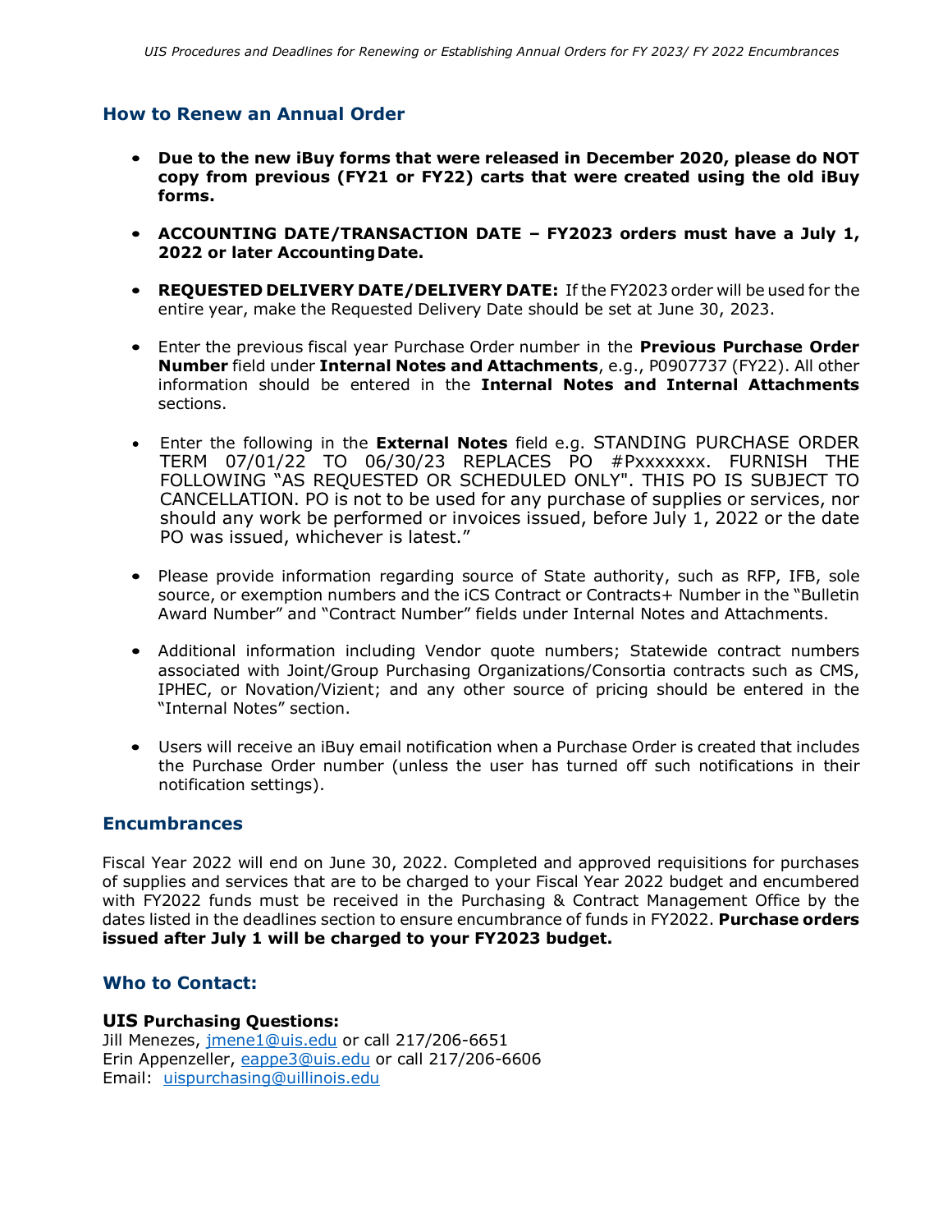## How to Renew an Annual Order

- **Due to the new iBuy forms that were released in December 2020, please do NOT copy from previous (FY21 or FY22) carts that were created using the old iBuy forms.**
- **ACCOUNTING DATE/TRANSACTION DATE – FY2023 orders must have a July 1, 2022 or later Accounting Date.**
- **REQUESTED DELIVERY DATE/DELIVERY DATE:** If the FY2023 order will be used for the entire year, make the Requested Delivery Date should be set at June 30, 2023.
- Enter the previous fiscal year Purchase Order number in the **Previous Purchase Order Number** field under **Internal Notes and Attachments**, e.g., P0907737 (FY22). All other information should be entered in the **Internal Notes and Internal Attachments** sections.
- Enter the following in the **External Notes** field e.g. STANDING PURCHASE ORDER TERM 07/01/22 TO 06/30/23 REPLACES PO #Pxxxxxxx. FURNISH THE FOLLOWING "AS REQUESTED OR SCHEDULED ONLY". THIS PO IS SUBJECT TO CANCELLATION. PO is not to be used for any purchase of supplies or services, nor should any work be performed or invoices issued, before July 1, 2022 or the date PO was issued, whichever is latest."
- Please provide information regarding source of State authority, such as RFP, IFB, sole source, or exemption numbers and the iCS Contract or Contracts+ Number in the "Bulletin Award Number" and "Contract Number" fields under Internal Notes and Attachments.
- Additional information including Vendor quote numbers; Statewide contract numbers associated with Joint/Group Purchasing Organizations/Consortia contracts such as CMS, IPHEC, or Novation/Vizient; and any other source of pricing should be entered in the "Internal Notes" section.
- Users will receive an iBuy email notification when a Purchase Order is created that includes the Purchase Order number (unless the user has turned off such notifications in their notification settings).

## Encumbrances

Fiscal Year 2022 will end on June 30, 2022. Completed and approved requisitions for purchases of supplies and services that are to be charged to your Fiscal Year 2022 budget and encumbered with FY2022 funds must be received in the Purchasing & Contract Management Office by the dates listed in the deadlines section to ensure encumbrance of funds in FY2022. **Purchase orders issued after July 1 will be charged to your FY2023 budget.**

## Who to Contact:

**UIS Purchasing Questions:**
Jill Menezes, jmene1@uis.edu or call 217/206-6651
Erin Appenzeller, eappe3@uis.edu or call 217/206-6606
Email: uispurchasing@uillinois.edu